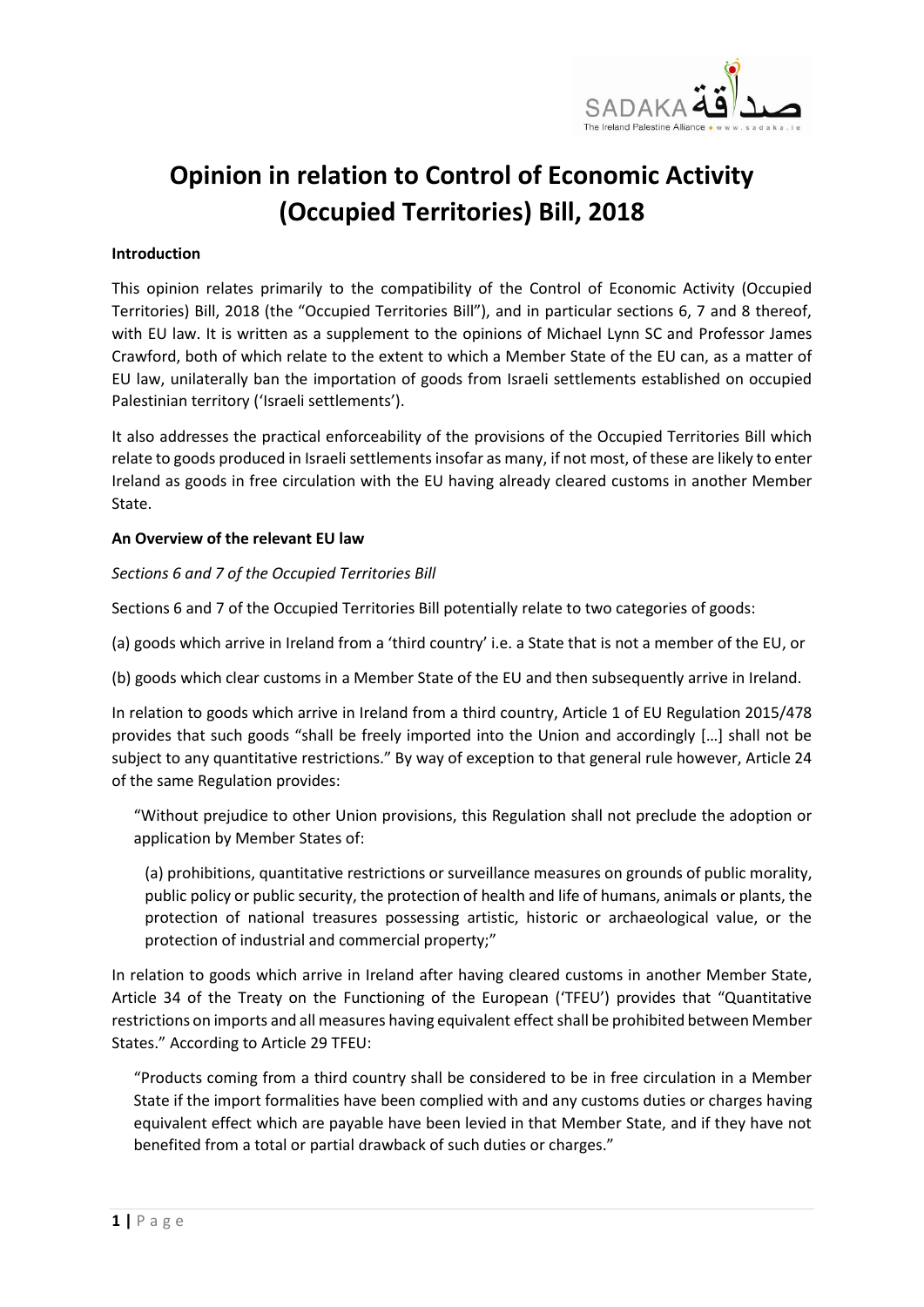# Opinion in relation to Control of Economic Activity (Occupied Territories) Bill, 2018

**Introduction**

This opinion relates primarily to the compatibility of the Control of Economic Activity (Occupied Territories) Bill, 2018 (the "Occupied Territories Bill"), and in particular sections 6, 7 and 8 thereof, with EU law. It is written as a supplement to the opinions of Michael Lynn SC and Professor James Crawford, both of which relate to the extent to which a Member State of the EU can, as a matter of EU law, unilaterally ban the importation of goods from Israeli settlements established on occupied Palestinian territory ('Israeli settlements').

It also addresses the practical enforceability of the provisions of the Occupied Territories Bill which relate to goods produced in Israeli settlements insofar as many, if not most, of these are likely to enter Ireland as goods in free circulation with the EU having already cleared customs in another Member State.

**An Overview of the relevant EU law**

*Sections 6 and 7 of the Occupied Territories Bill*

Sections 6 and 7 of the Occupied Territories Bill potentially relate to two categories of goods:

(a) goods which arrive in Ireland from a 'third country' i.e. a State that is not a member of the EU, or

(b) goods which clear customs in a Member State of the EU and then subsequently arrive in Ireland.

In relation to goods which arrive in Ireland from a third country, Article 1 of EU Regulation 2015/478 provides that such goods "shall be freely imported into the Union and accordingly […] shall not be subject to any quantitative restrictions." By way of exception to that general rule however, Article 24 of the same Regulation provides:

> "Without prejudice to other Union provisions, this Regulation shall not preclude the adoption or application by Member States of:
>
> (a) prohibitions, quantitative restrictions or surveillance measures on grounds of public morality, public policy or public security, the protection of health and life of humans, animals or plants, the protection of national treasures possessing artistic, historic or archaeological value, or the protection of industrial and commercial property;"

In relation to goods which arrive in Ireland after having cleared customs in another Member State, Article 34 of the Treaty on the Functioning of the European ('TFEU') provides that "Quantitative restrictions on imports and all measures having equivalent effect shall be prohibited between Member States." According to Article 29 TFEU:

> "Products coming from a third country shall be considered to be in free circulation in a Member State if the import formalities have been complied with and any customs duties or charges having equivalent effect which are payable have been levied in that Member State, and if they have not benefited from a total or partial drawback of such duties or charges."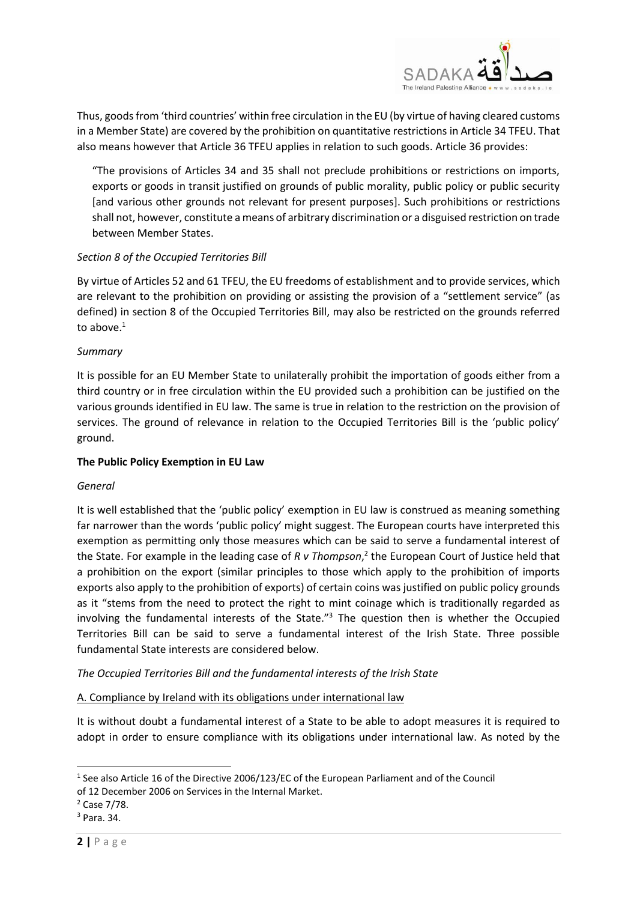Thus, goods from 'third countries' within free circulation in the EU (by virtue of having cleared customs in a Member State) are covered by the prohibition on quantitative restrictions in Article 34 TFEU. That also means however that Article 36 TFEU applies in relation to such goods. Article 36 provides:

> "The provisions of Articles 34 and 35 shall not preclude prohibitions or restrictions on imports, exports or goods in transit justified on grounds of public morality, public policy or public security [and various other grounds not relevant for present purposes]. Such prohibitions or restrictions shall not, however, constitute a means of arbitrary discrimination or a disguised restriction on trade between Member States.

*Section 8 of the Occupied Territories Bill*

By virtue of Articles 52 and 61 TFEU, the EU freedoms of establishment and to provide services, which are relevant to the prohibition on providing or assisting the provision of a "settlement service" (as defined) in section 8 of the Occupied Territories Bill, may also be restricted on the grounds referred to above.[1]

*Summary*

It is possible for an EU Member State to unilaterally prohibit the importation of goods either from a third country or in free circulation within the EU provided such a prohibition can be justified on the various grounds identified in EU law. The same is true in relation to the restriction on the provision of services. The ground of relevance in relation to the Occupied Territories Bill is the 'public policy' ground.

**The Public Policy Exemption in EU Law**

*General*

It is well established that the 'public policy' exemption in EU law is construed as meaning something far narrower than the words 'public policy' might suggest. The European courts have interpreted this exemption as permitting only those measures which can be said to serve a fundamental interest of the State. For example in the leading case of *R v Thompson*,[2] the European Court of Justice held that a prohibition on the export (similar principles to those which apply to the prohibition of imports exports also apply to the prohibition of exports) of certain coins was justified on public policy grounds as it "stems from the need to protect the right to mint coinage which is traditionally regarded as involving the fundamental interests of the State."[3] The question then is whether the Occupied Territories Bill can be said to serve a fundamental interest of the Irish State. Three possible fundamental State interests are considered below.

*The Occupied Territories Bill and the fundamental interests of the Irish State*

A. Compliance by Ireland with its obligations under international law

It is without doubt a fundamental interest of a State to be able to adopt measures it is required to adopt in order to ensure compliance with its obligations under international law. As noted by the

---

[1] See also Article 16 of the Directive 2006/123/EC of the European Parliament and of the Council of 12 December 2006 on Services in the Internal Market.

[2] Case 7/78.

[3] Para. 34.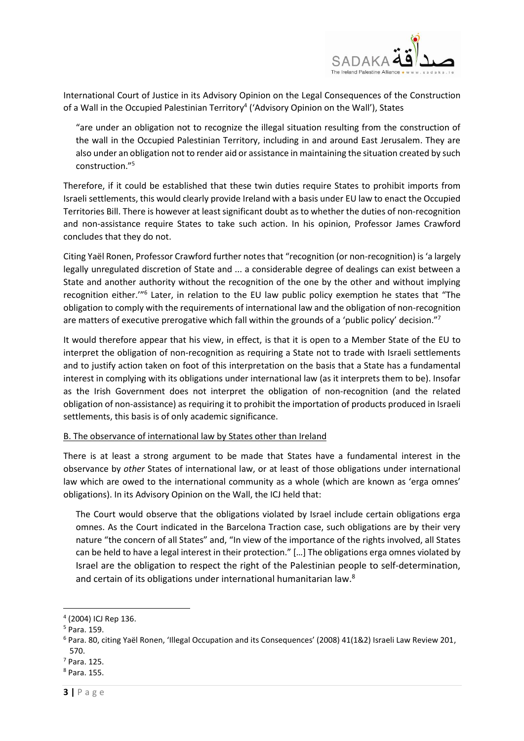International Court of Justice in its Advisory Opinion on the Legal Consequences of the Construction of a Wall in the Occupied Palestinian Territory[4] ('Advisory Opinion on the Wall'), States

> "are under an obligation not to recognize the illegal situation resulting from the construction of the wall in the Occupied Palestinian Territory, including in and around East Jerusalem. They are also under an obligation not to render aid or assistance in maintaining the situation created by such construction."[5]

Therefore, if it could be established that these twin duties require States to prohibit imports from Israeli settlements, this would clearly provide Ireland with a basis under EU law to enact the Occupied Territories Bill. There is however at least significant doubt as to whether the duties of non-recognition and non-assistance require States to take such action. In his opinion, Professor James Crawford concludes that they do not.

Citing Yaël Ronen, Professor Crawford further notes that "recognition (or non-recognition) is 'a largely legally unregulated discretion of State and ... a considerable degree of dealings can exist between a State and another authority without the recognition of the one by the other and without implying recognition either.'"[6] Later, in relation to the EU law public policy exemption he states that "The obligation to comply with the requirements of international law and the obligation of non-recognition are matters of executive prerogative which fall within the grounds of a 'public policy' decision."[7]

It would therefore appear that his view, in effect, is that it is open to a Member State of the EU to interpret the obligation of non-recognition as requiring a State not to trade with Israeli settlements and to justify action taken on foot of this interpretation on the basis that a State has a fundamental interest in complying with its obligations under international law (as it interprets them to be). Insofar as the Irish Government does not interpret the obligation of non-recognition (and the related obligation of non-assistance) as requiring it to prohibit the importation of products produced in Israeli settlements, this basis is of only academic significance.

<u>B. The observance of international law by States other than Ireland</u>

There is at least a strong argument to be made that States have a fundamental interest in the observance by *other* States of international law, or at least of those obligations under international law which are owed to the international community as a whole (which are known as 'erga omnes' obligations). In its Advisory Opinion on the Wall, the ICJ held that:

> The Court would observe that the obligations violated by Israel include certain obligations erga omnes. As the Court indicated in the Barcelona Traction case, such obligations are by their very nature "the concern of all States" and, "In view of the importance of the rights involved, all States can be held to have a legal interest in their protection." […] The obligations erga omnes violated by Israel are the obligation to respect the right of the Palestinian people to self-determination, and certain of its obligations under international humanitarian law.[8]

---

[4] (2004) ICJ Rep 136.

[5] Para. 159.

[6] Para. 80, citing Yaël Ronen, 'Illegal Occupation and its Consequences' (2008) 41(1&2) Israeli Law Review 201, 570.

[7] Para. 125.

[8] Para. 155.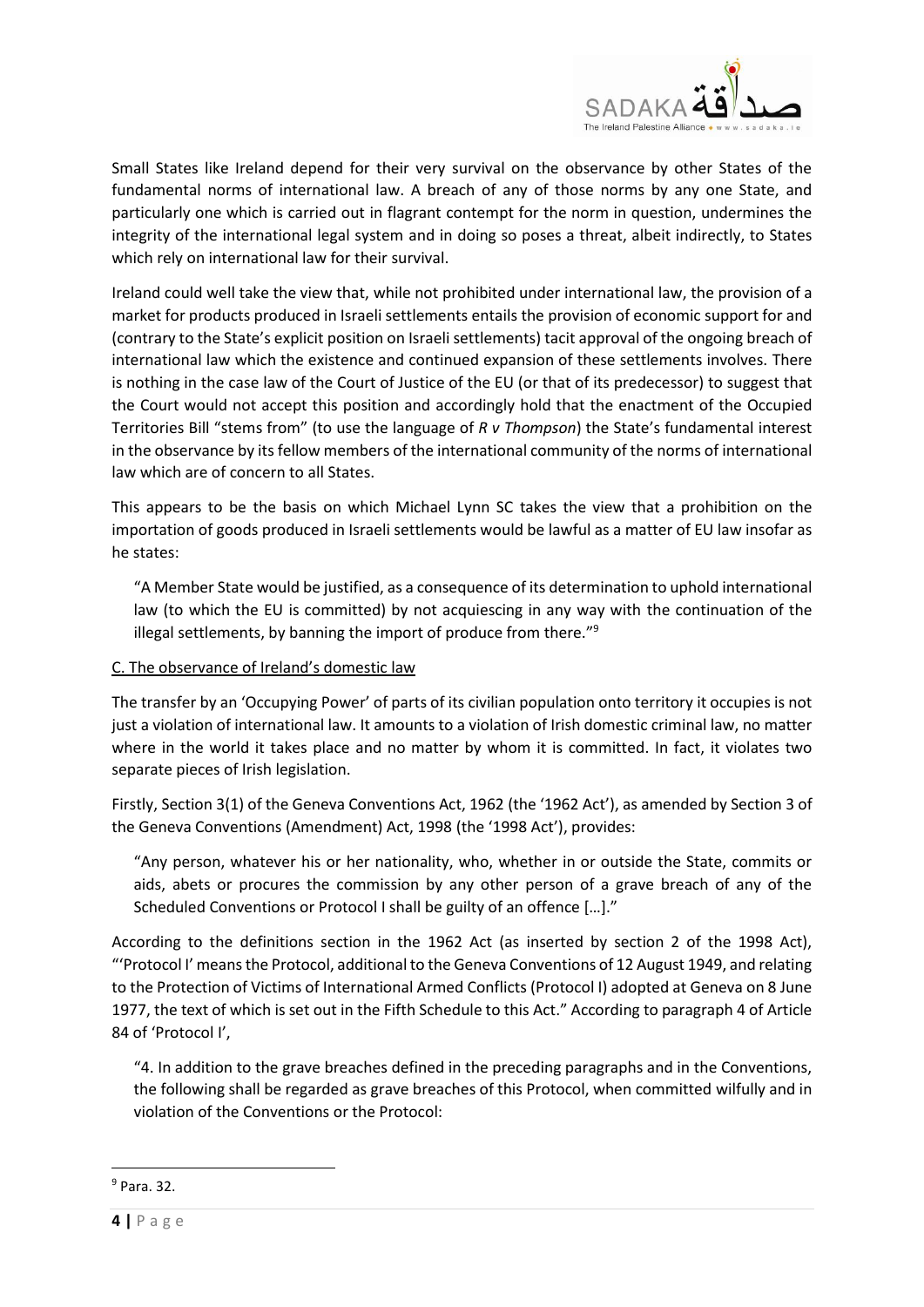Small States like Ireland depend for their very survival on the observance by other States of the fundamental norms of international law. A breach of any of those norms by any one State, and particularly one which is carried out in flagrant contempt for the norm in question, undermines the integrity of the international legal system and in doing so poses a threat, albeit indirectly, to States which rely on international law for their survival.

Ireland could well take the view that, while not prohibited under international law, the provision of a market for products produced in Israeli settlements entails the provision of economic support for and (contrary to the State's explicit position on Israeli settlements) tacit approval of the ongoing breach of international law which the existence and continued expansion of these settlements involves. There is nothing in the case law of the Court of Justice of the EU (or that of its predecessor) to suggest that the Court would not accept this position and accordingly hold that the enactment of the Occupied Territories Bill "stems from" (to use the language of *R v Thompson*) the State's fundamental interest in the observance by its fellow members of the international community of the norms of international law which are of concern to all States.

This appears to be the basis on which Michael Lynn SC takes the view that a prohibition on the importation of goods produced in Israeli settlements would be lawful as a matter of EU law insofar as he states:

> "A Member State would be justified, as a consequence of its determination to uphold international law (to which the EU is committed) by not acquiescing in any way with the continuation of the illegal settlements, by banning the import of produce from there."[9]

## C. The observance of Ireland's domestic law

The transfer by an 'Occupying Power' of parts of its civilian population onto territory it occupies is not just a violation of international law. It amounts to a violation of Irish domestic criminal law, no matter where in the world it takes place and no matter by whom it is committed. In fact, it violates two separate pieces of Irish legislation.

Firstly, Section 3(1) of the Geneva Conventions Act, 1962 (the '1962 Act'), as amended by Section 3 of the Geneva Conventions (Amendment) Act, 1998 (the '1998 Act'), provides:

> "Any person, whatever his or her nationality, who, whether in or outside the State, commits or aids, abets or procures the commission by any other person of a grave breach of any of the Scheduled Conventions or Protocol I shall be guilty of an offence […]."

According to the definitions section in the 1962 Act (as inserted by section 2 of the 1998 Act), "'Protocol I' means the Protocol, additional to the Geneva Conventions of 12 August 1949, and relating to the Protection of Victims of International Armed Conflicts (Protocol I) adopted at Geneva on 8 June 1977, the text of which is set out in the Fifth Schedule to this Act." According to paragraph 4 of Article 84 of 'Protocol I',

> "4. In addition to the grave breaches defined in the preceding paragraphs and in the Conventions, the following shall be regarded as grave breaches of this Protocol, when committed wilfully and in violation of the Conventions or the Protocol:

---

[9] Para. 32.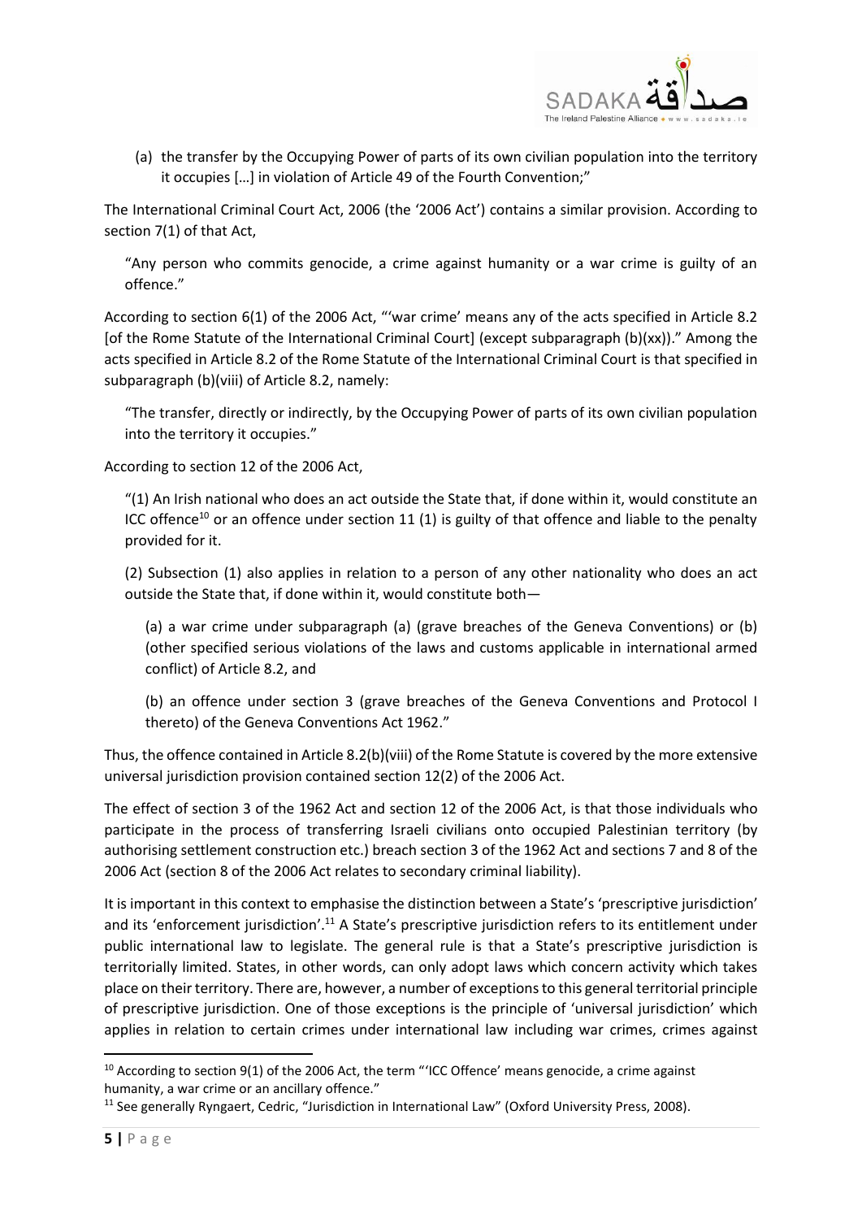(a) the transfer by the Occupying Power of parts of its own civilian population into the territory it occupies […] in violation of Article 49 of the Fourth Convention;"

The International Criminal Court Act, 2006 (the '2006 Act') contains a similar provision. According to section 7(1) of that Act,

> "Any person who commits genocide, a crime against humanity or a war crime is guilty of an offence."

According to section 6(1) of the 2006 Act, "'war crime' means any of the acts specified in Article 8.2 [of the Rome Statute of the International Criminal Court] (except subparagraph (b)(xx))." Among the acts specified in Article 8.2 of the Rome Statute of the International Criminal Court is that specified in subparagraph (b)(viii) of Article 8.2, namely:

> "The transfer, directly or indirectly, by the Occupying Power of parts of its own civilian population into the territory it occupies."

According to section 12 of the 2006 Act,

> "(1) An Irish national who does an act outside the State that, if done within it, would constitute an ICC offence[10] or an offence under section 11 (1) is guilty of that offence and liable to the penalty provided for it.
>
> (2) Subsection (1) also applies in relation to a person of any other nationality who does an act outside the State that, if done within it, would constitute both—
>
> (a) a war crime under subparagraph (a) (grave breaches of the Geneva Conventions) or (b) (other specified serious violations of the laws and customs applicable in international armed conflict) of Article 8.2, and
>
> (b) an offence under section 3 (grave breaches of the Geneva Conventions and Protocol I thereto) of the Geneva Conventions Act 1962."

Thus, the offence contained in Article 8.2(b)(viii) of the Rome Statute is covered by the more extensive universal jurisdiction provision contained section 12(2) of the 2006 Act.

The effect of section 3 of the 1962 Act and section 12 of the 2006 Act, is that those individuals who participate in the process of transferring Israeli civilians onto occupied Palestinian territory (by authorising settlement construction etc.) breach section 3 of the 1962 Act and sections 7 and 8 of the 2006 Act (section 8 of the 2006 Act relates to secondary criminal liability).

It is important in this context to emphasise the distinction between a State's 'prescriptive jurisdiction' and its 'enforcement jurisdiction'.[11] A State's prescriptive jurisdiction refers to its entitlement under public international law to legislate. The general rule is that a State's prescriptive jurisdiction is territorially limited. States, in other words, can only adopt laws which concern activity which takes place on their territory. There are, however, a number of exceptions to this general territorial principle of prescriptive jurisdiction. One of those exceptions is the principle of 'universal jurisdiction' which applies in relation to certain crimes under international law including war crimes, crimes against

---

[10] According to section 9(1) of the 2006 Act, the term "'ICC Offence' means genocide, a crime against humanity, a war crime or an ancillary offence."

[11] See generally Ryngaert, Cedric, "Jurisdiction in International Law" (Oxford University Press, 2008).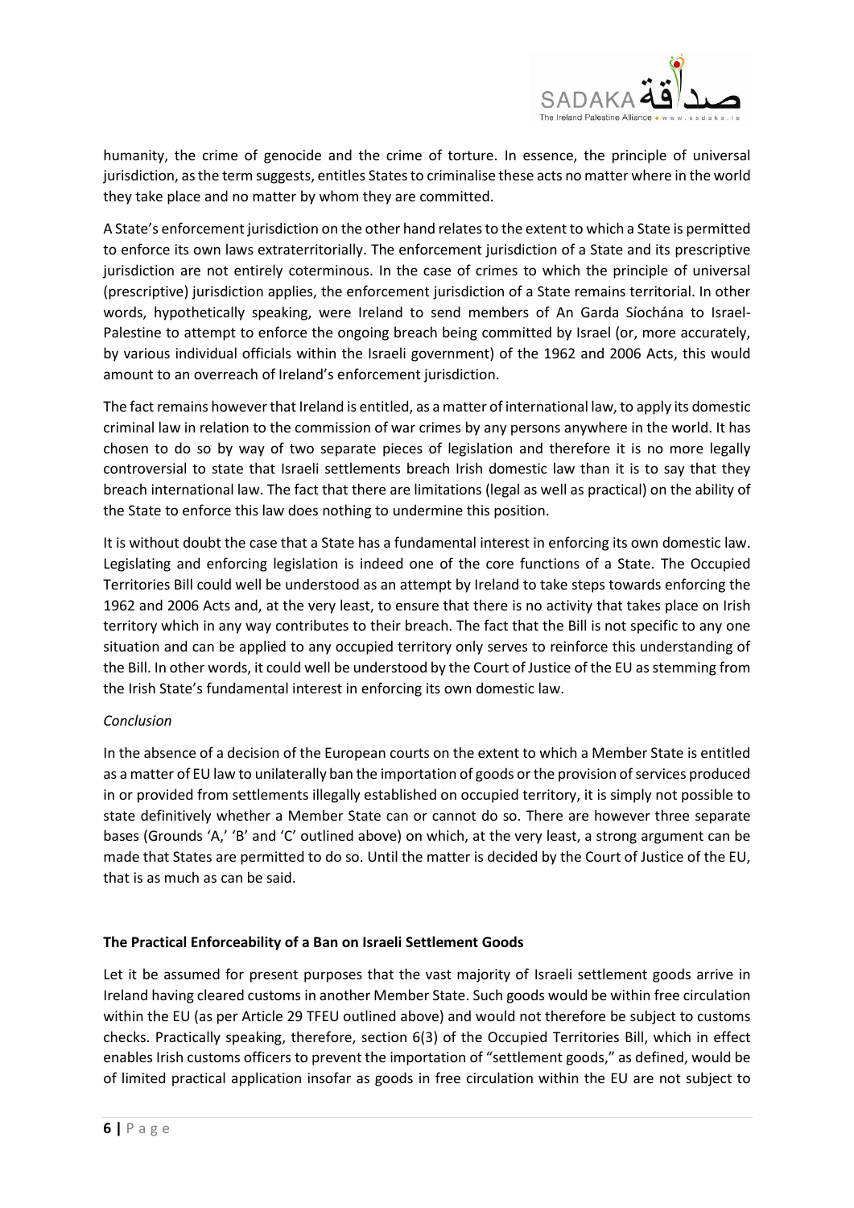humanity, the crime of genocide and the crime of torture. In essence, the principle of universal jurisdiction, as the term suggests, entitles States to criminalise these acts no matter where in the world they take place and no matter by whom they are committed.

A State's enforcement jurisdiction on the other hand relates to the extent to which a State is permitted to enforce its own laws extraterritorially. The enforcement jurisdiction of a State and its prescriptive jurisdiction are not entirely coterminous. In the case of crimes to which the principle of universal (prescriptive) jurisdiction applies, the enforcement jurisdiction of a State remains territorial. In other words, hypothetically speaking, were Ireland to send members of An Garda Síochána to Israel-Palestine to attempt to enforce the ongoing breach being committed by Israel (or, more accurately, by various individual officials within the Israeli government) of the 1962 and 2006 Acts, this would amount to an overreach of Ireland's enforcement jurisdiction.

The fact remains however that Ireland is entitled, as a matter of international law, to apply its domestic criminal law in relation to the commission of war crimes by any persons anywhere in the world. It has chosen to do so by way of two separate pieces of legislation and therefore it is no more legally controversial to state that Israeli settlements breach Irish domestic law than it is to say that they breach international law. The fact that there are limitations (legal as well as practical) on the ability of the State to enforce this law does nothing to undermine this position.

It is without doubt the case that a State has a fundamental interest in enforcing its own domestic law. Legislating and enforcing legislation is indeed one of the core functions of a State. The Occupied Territories Bill could well be understood as an attempt by Ireland to take steps towards enforcing the 1962 and 2006 Acts and, at the very least, to ensure that there is no activity that takes place on Irish territory which in any way contributes to their breach. The fact that the Bill is not specific to any one situation and can be applied to any occupied territory only serves to reinforce this understanding of the Bill. In other words, it could well be understood by the Court of Justice of the EU as stemming from the Irish State's fundamental interest in enforcing its own domestic law.

*Conclusion*

In the absence of a decision of the European courts on the extent to which a Member State is entitled as a matter of EU law to unilaterally ban the importation of goods or the provision of services produced in or provided from settlements illegally established on occupied territory, it is simply not possible to state definitively whether a Member State can or cannot do so. There are however three separate bases (Grounds 'A,' 'B' and 'C' outlined above) on which, at the very least, a strong argument can be made that States are permitted to do so. Until the matter is decided by the Court of Justice of the EU, that is as much as can be said.

**The Practical Enforceability of a Ban on Israeli Settlement Goods**

Let it be assumed for present purposes that the vast majority of Israeli settlement goods arrive in Ireland having cleared customs in another Member State. Such goods would be within free circulation within the EU (as per Article 29 TFEU outlined above) and would not therefore be subject to customs checks. Practically speaking, therefore, section 6(3) of the Occupied Territories Bill, which in effect enables Irish customs officers to prevent the importation of "settlement goods," as defined, would be of limited practical application insofar as goods in free circulation within the EU are not subject to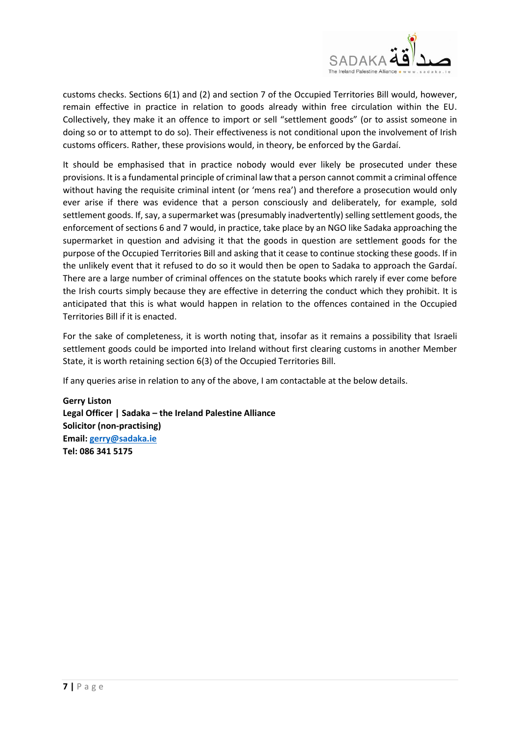customs checks. Sections 6(1) and (2) and section 7 of the Occupied Territories Bill would, however, remain effective in practice in relation to goods already within free circulation within the EU. Collectively, they make it an offence to import or sell "settlement goods" (or to assist someone in doing so or to attempt to do so). Their effectiveness is not conditional upon the involvement of Irish customs officers. Rather, these provisions would, in theory, be enforced by the Gardaí.

It should be emphasised that in practice nobody would ever likely be prosecuted under these provisions. It is a fundamental principle of criminal law that a person cannot commit a criminal offence without having the requisite criminal intent (or 'mens rea') and therefore a prosecution would only ever arise if there was evidence that a person consciously and deliberately, for example, sold settlement goods. If, say, a supermarket was (presumably inadvertently) selling settlement goods, the enforcement of sections 6 and 7 would, in practice, take place by an NGO like Sadaka approaching the supermarket in question and advising it that the goods in question are settlement goods for the purpose of the Occupied Territories Bill and asking that it cease to continue stocking these goods. If in the unlikely event that it refused to do so it would then be open to Sadaka to approach the Gardaí. There are a large number of criminal offences on the statute books which rarely if ever come before the Irish courts simply because they are effective in deterring the conduct which they prohibit. It is anticipated that this is what would happen in relation to the offences contained in the Occupied Territories Bill if it is enacted.

For the sake of completeness, it is worth noting that, insofar as it remains a possibility that Israeli settlement goods could be imported into Ireland without first clearing customs in another Member State, it is worth retaining section 6(3) of the Occupied Territories Bill.

If any queries arise in relation to any of the above, I am contactable at the below details.

**Gerry Liston**
**Legal Officer | Sadaka – the Ireland Palestine Alliance**
**Solicitor (non-practising)**
**Email: gerry@sadaka.ie**
**Tel: 086 341 5175**